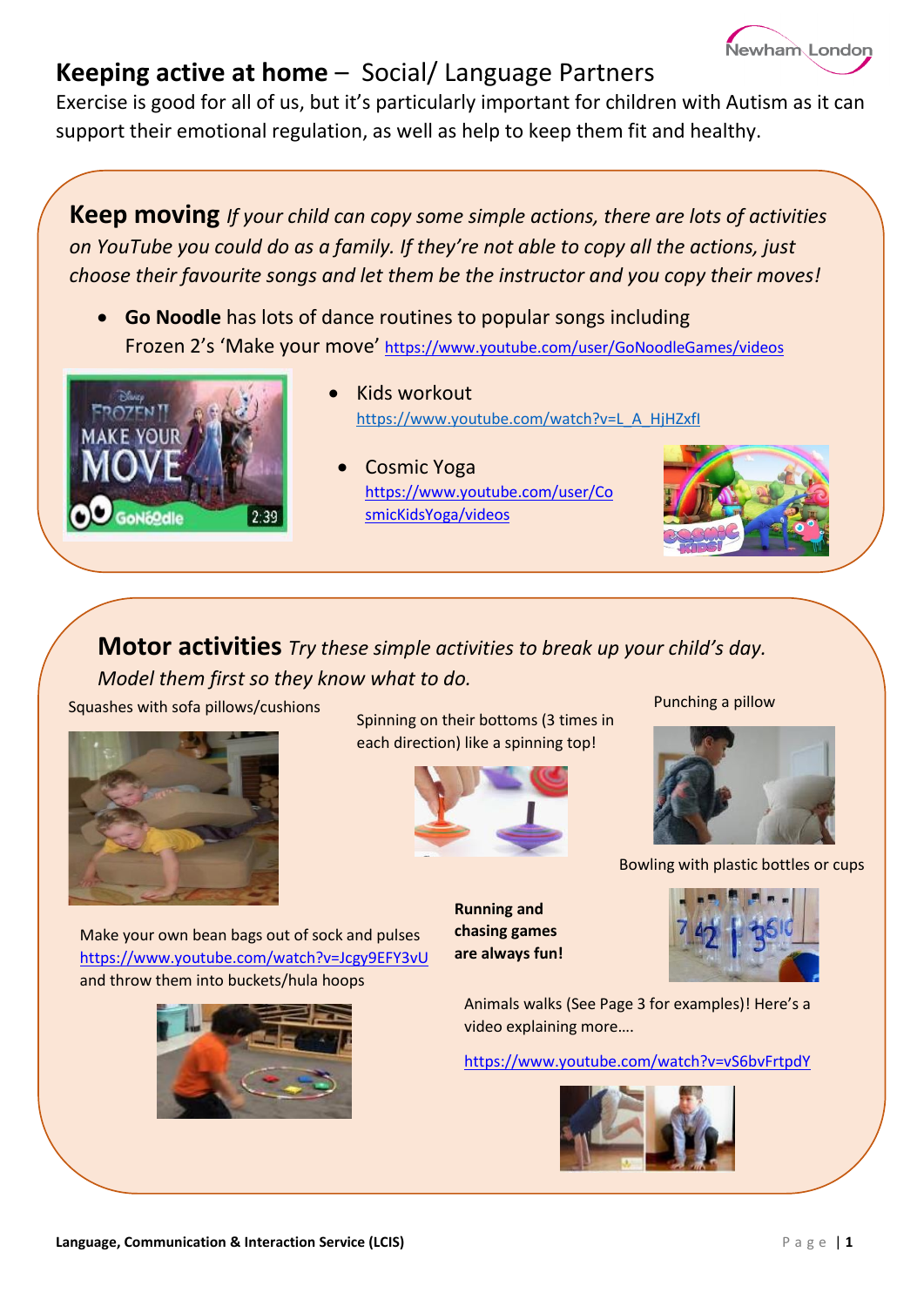# Keeping active at home – Social/ Language Partners

Exercise is good for all of us, but it's particularly important for children with Autism as it can support their emotional regulation, as well as help to keep them fit and healthy.

## Keep moving

*If your child can copy some simple actions, there are lots of activities on YouTube you could do as a family. If they're not able to copy all the actions, just choose their favourite songs and let them be the instructor and you copy their moves!*

- **Go Noodle** has lots of dance routines to popular songs including Frozen 2's 'Make your move' https://www.youtube.com/user/GoNoodleGames/videos
- Kids workout https://www.youtube.com/watch?v=L_A_HjHZxfI
- Cosmic Yoga https://www.youtube.com/user/CosmicKidsYoga/videos

## Motor activities

*Try these simple activities to break up your child's day. Model them first so they know what to do.*

Squashes with sofa pillows/cushions

Spinning on their bottoms (3 times in each direction) like a spinning top!

Punching a pillow

Bowling with plastic bottles or cups

**Running and chasing games are always fun!**

Make your own bean bags out of sock and pulses https://www.youtube.com/watch?v=Jcgy9EFY3vU and throw them into buckets/hula hoops

Animals walks (See Page 3 for examples)! Here's a video explaining more….

https://www.youtube.com/watch?v=vS6bvFrtpdY

**Language, Communication & Interaction Service (LCIS)**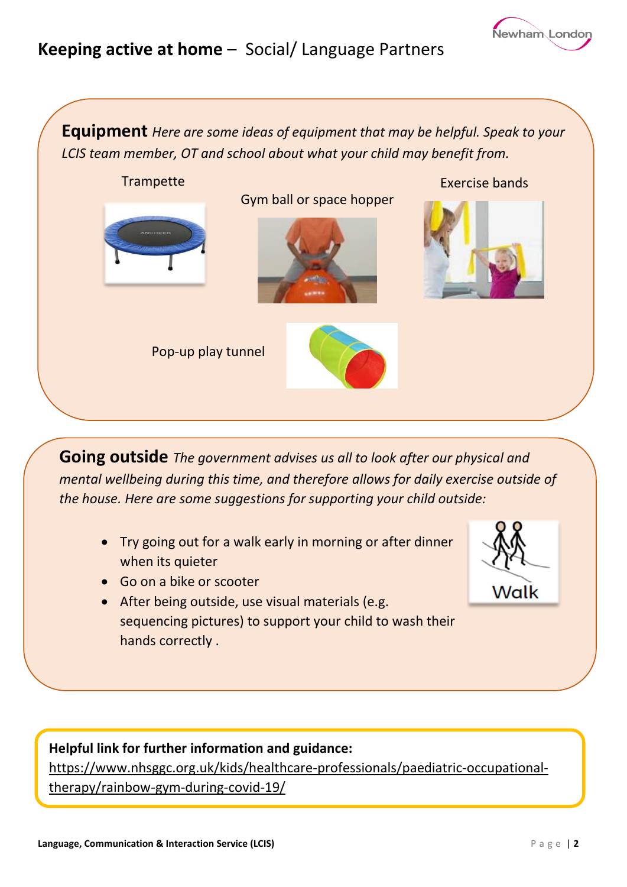# Keeping active at home – Social/ Language Partners

**Equipment** *Here are some ideas of equipment that may be helpful. Speak to your LCIS team member, OT and school about what your child may benefit from.*

Trampette

Gym ball or space hopper

Exercise bands

Pop-up play tunnel

**Going outside** *The government advises us all to look after our physical and mental wellbeing during this time, and therefore allows for daily exercise outside of the house. Here are some suggestions for supporting your child outside:*

- Try going out for a walk early in morning or after dinner when its quieter
- Go on a bike or scooter
- After being outside, use visual materials (e.g. sequencing pictures) to support your child to wash their hands correctly .

Walk

**Helpful link for further information and guidance:**
https://www.nhsggc.org.uk/kids/healthcare-professionals/paediatric-occupational-therapy/rainbow-gym-during-covid-19/

**Language, Communication & Interaction Service (LCIS)**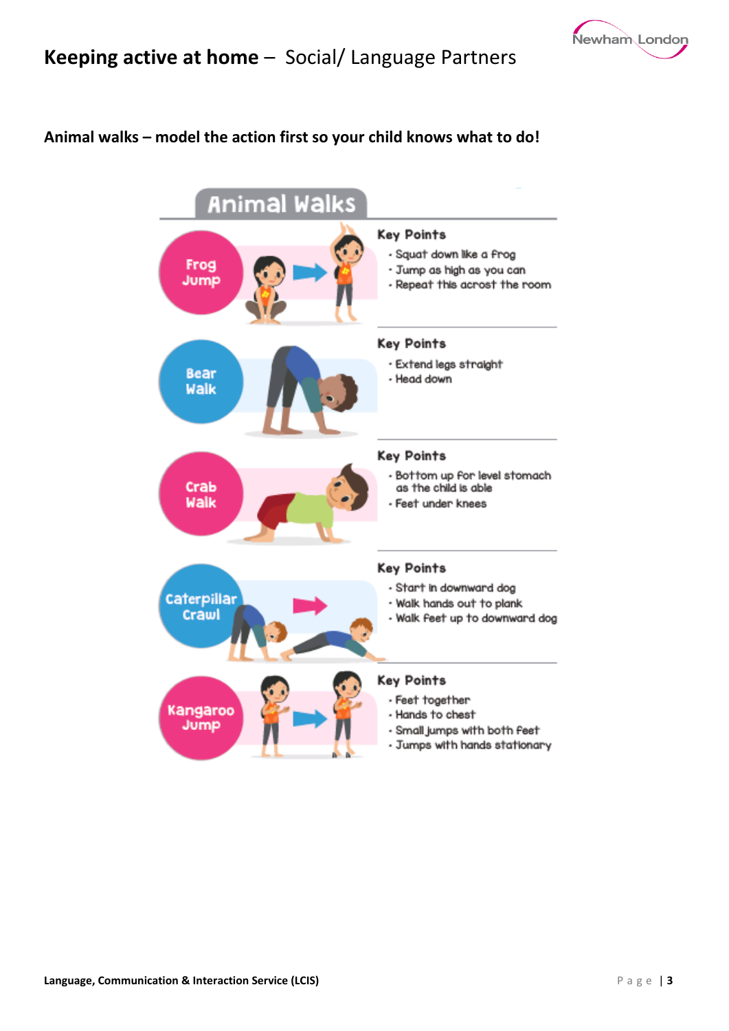# Keeping active at home – Social/ Language Partners

**Animal walks – model the action first so your child knows what to do!**

## Animal Walks

**Frog Jump**

Key Points
- Squat down like a frog
- Jump as high as you can
- Repeat this acrost the room

**Bear Walk**

Key Points
- Extend legs straight
- Head down

**Crab Walk**

Key Points
- Bottom up for level stomach as the child is able
- Feet under knees

**Caterpillar Crawl**

Key Points
- Start in downward dog
- Walk hands out to plank
- Walk feet up to downward dog

**Kangaroo Jump**

Key Points
- Feet together
- Hands to chest
- Small jumps with both feet
- Jumps with hands stationary